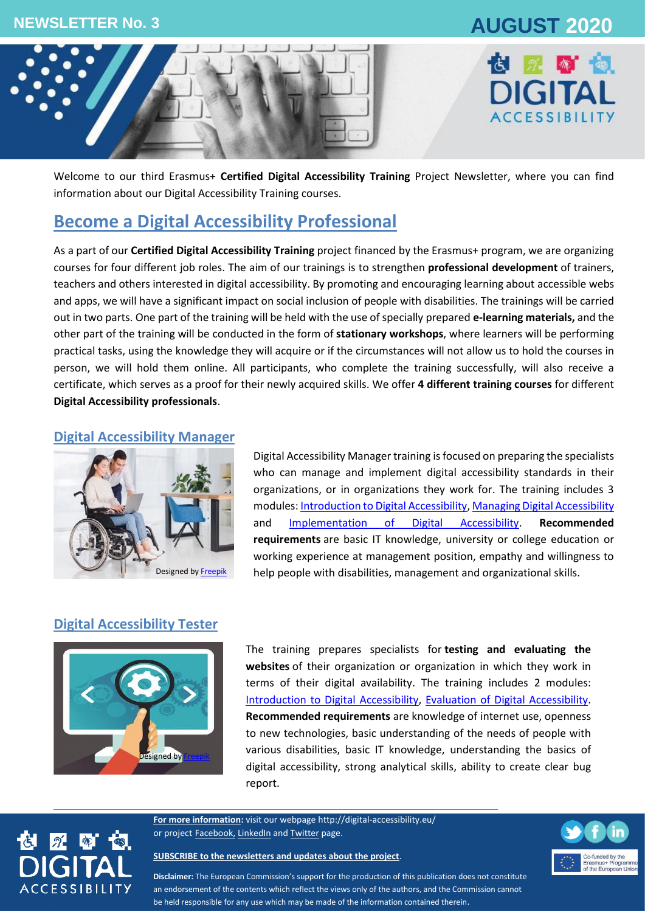NEWSLETTER No. 3

AUGUST 2020

Welcome to our third Erasmus+ **Certified Digital Accessibility Training** Project Newsletter, where you can find information about our Digital Accessibility Training courses.

## Become a Digital Accessibility Professional

As a part of our **Certified Digital Accessibility Training** project financed by the Erasmus+ program, we are organizing courses for four different job roles. The aim of our trainings is to strengthen **professional development** of trainers, teachers and others interested in digital accessibility. By promoting and encouraging learning about accessible webs and apps, we will have a significant impact on social inclusion of people with disabilities. The trainings will be carried out in two parts. One part of the training will be held with the use of specially prepared **e-learning materials,** and the other part of the training will be conducted in the form of **stationary workshops**, where learners will be performing practical tasks, using the knowledge they will acquire or if the circumstances will not allow us to hold the courses in person, we will hold them online. All participants, who complete the training successfully, will also receive a certificate, which serves as a proof for their newly acquired skills. We offer **4 different training courses** for different **Digital Accessibility professionals**.

### Digital Accessibility Manager

Designed by Freepik

Digital Accessibility Manager training is focused on preparing the specialists who can manage and implement digital accessibility standards in their organizations, or in organizations they work for. The training includes 3 modules: Introduction to Digital Accessibility, Managing Digital Accessibility and Implementation of Digital Accessibility. **Recommended requirements** are basic IT knowledge, university or college education or working experience at management position, empathy and willingness to help people with disabilities, management and organizational skills.

### Digital Accessibility Tester

Designed by Freepik

The training prepares specialists for **testing and evaluating the websites** of their organization or organization in which they work in terms of their digital availability. The training includes 2 modules: Introduction to Digital Accessibility, Evaluation of Digital Accessibility. **Recommended requirements** are knowledge of internet use, openness to new technologies, basic understanding of the needs of people with various disabilities, basic IT knowledge, understanding the basics of digital accessibility, strong analytical skills, ability to create clear bug report.

**For more information:** visit our webpage http://digital-accessibility.eu/ or project Facebook, LinkedIn and Twitter page.

**SUBSCRIBE to the newsletters and updates about the project.**

**Disclaimer:** The European Commission's support for the production of this publication does not constitute an endorsement of the contents which reflect the views only of the authors, and the Commission cannot be held responsible for any use which may be made of the information contained therein.

Co-funded by the Erasmus+ Programme of the European Union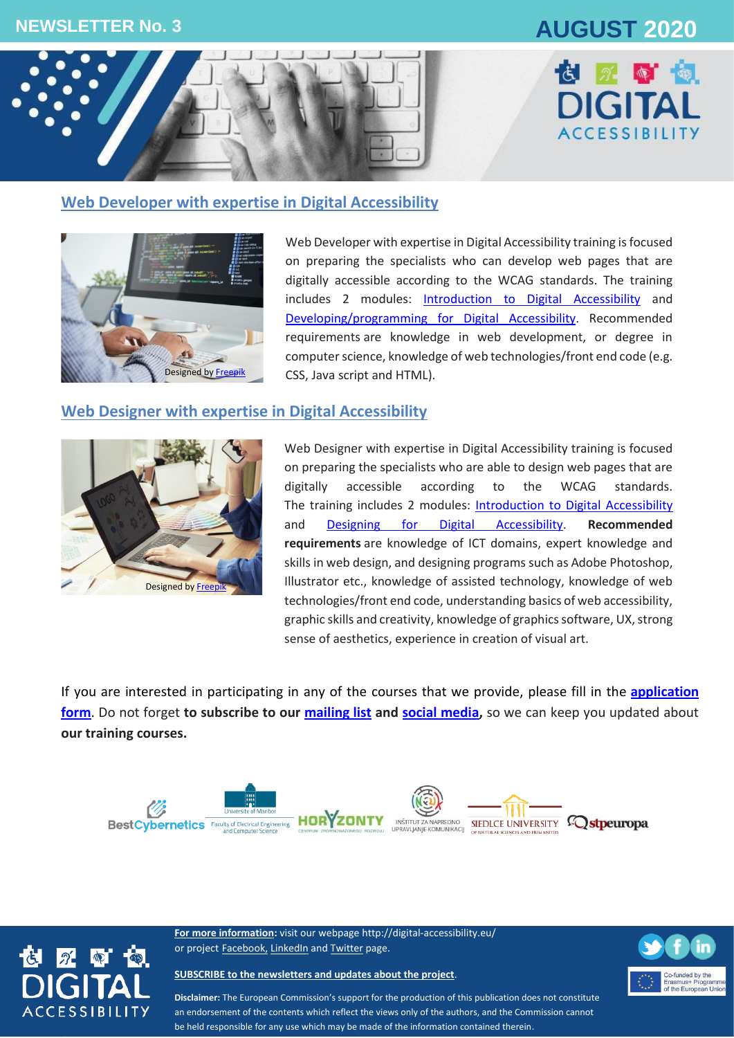## Web Developer with expertise in Digital Accessibility

Designed by Freepik

Web Developer with expertise in Digital Accessibility training is focused on preparing the specialists who can develop web pages that are digitally accessible according to the WCAG standards. The training includes 2 modules: Introduction to Digital Accessibility and Developing/programming for Digital Accessibility. Recommended requirements are knowledge in web development, or degree in computer science, knowledge of web technologies/front end code (e.g. CSS, Java script and HTML).

## Web Designer with expertise in Digital Accessibility

Designed by Freepik

Web Designer with expertise in Digital Accessibility training is focused on preparing the specialists who are able to design web pages that are digitally accessible according to the WCAG standards. The training includes 2 modules: Introduction to Digital Accessibility and Designing for Digital Accessibility. **Recommended requirements** are knowledge of ICT domains, expert knowledge and skills in web design, and designing programs such as Adobe Photoshop, Illustrator etc., knowledge of assisted technology, knowledge of web technologies/front end code, understanding basics of web accessibility, graphic skills and creativity, knowledge of graphics software, UX, strong sense of aesthetics, experience in creation of visual art.

If you are interested in participating in any of the courses that we provide, please fill in the **application form**. Do not forget **to subscribe to our mailing list and social media,** so we can keep you updated about **our training courses.**

**For more information:** visit our webpage http://digital-accessibility.eu/ or project Facebook, LinkedIn and Twitter page.

**SUBSCRIBE to the newsletters and updates about the project.**

**Disclaimer:** The European Commission's support for the production of this publication does not constitute an endorsement of the contents which reflect the views only of the authors, and the Commission cannot be held responsible for any use which may be made of the information contained therein.

Co-funded by the Erasmus+ Programme of the European Union